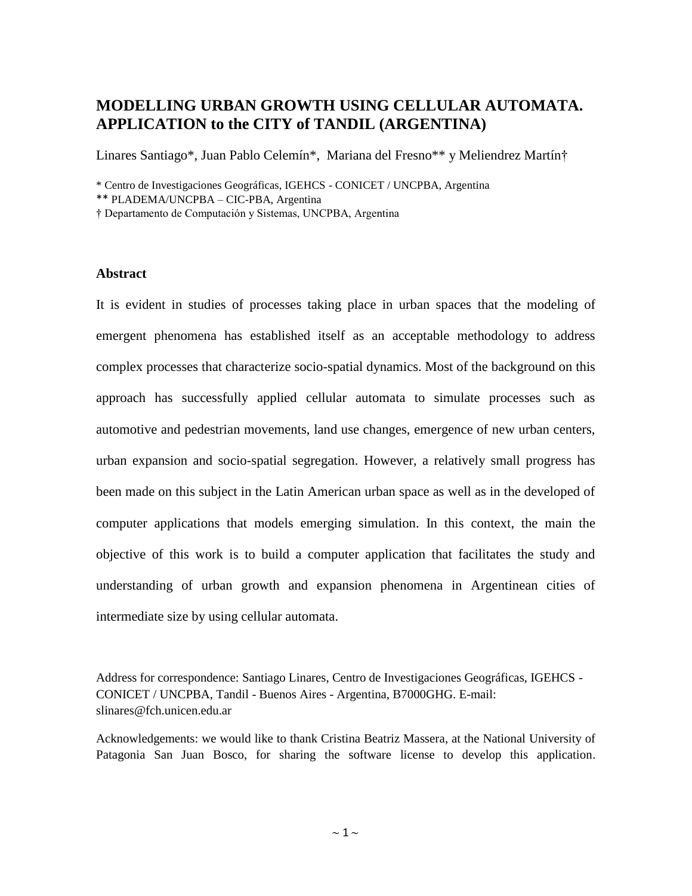# MODELLING URBAN GROWTH USING CELLULAR AUTOMATA. APPLICATION to the CITY of TANDIL (ARGENTINA)

Linares Santiago*, Juan Pablo Celemín*, Mariana del Fresno** y Meliendrez Martín†

* Centro de Investigaciones Geográficas, IGEHCS - CONICET / UNCPBA, Argentina
** PLADEMA/UNCPBA – CIC-PBA, Argentina
† Departamento de Computación y Sistemas, UNCPBA, Argentina

### Abstract

It is evident in studies of processes taking place in urban spaces that the modeling of emergent phenomena has established itself as an acceptable methodology to address complex processes that characterize socio-spatial dynamics. Most of the background on this approach has successfully applied cellular automata to simulate processes such as automotive and pedestrian movements, land use changes, emergence of new urban centers, urban expansion and socio-spatial segregation. However, a relatively small progress has been made on this subject in the Latin American urban space as well as in the developed of computer applications that models emerging simulation. In this context, the main the objective of this work is to build a computer application that facilitates the study and understanding of urban growth and expansion phenomena in Argentinean cities of intermediate size by using cellular automata.

Address for correspondence: Santiago Linares, Centro de Investigaciones Geográficas, IGEHCS - CONICET / UNCPBA, Tandil - Buenos Aires - Argentina, B7000GHG. E-mail: slinares@fch.unicen.edu.ar

Acknowledgements: we would like to thank Cristina Beatriz Massera, at the National University of Patagonia San Juan Bosco, for sharing the software license to develop this application.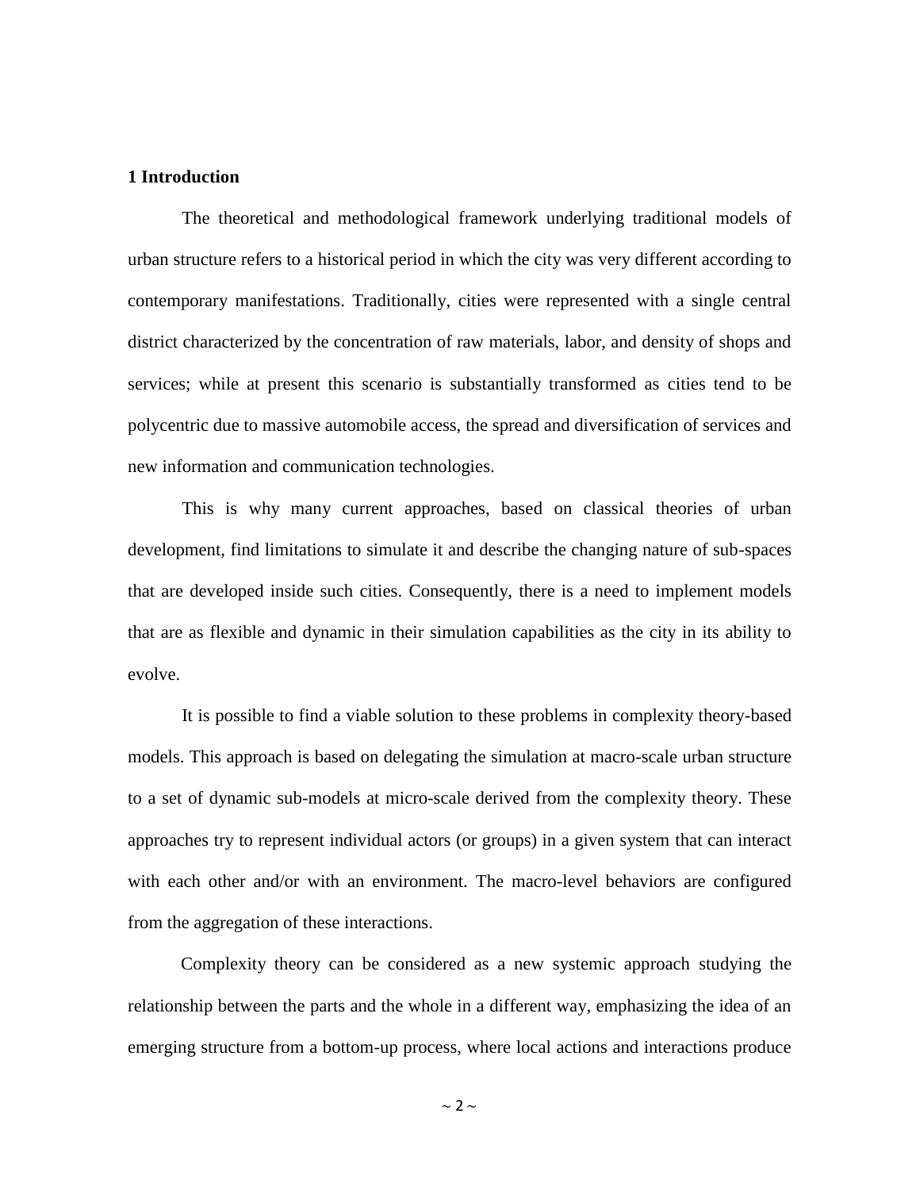## 1 Introduction

The theoretical and methodological framework underlying traditional models of urban structure refers to a historical period in which the city was very different according to contemporary manifestations. Traditionally, cities were represented with a single central district characterized by the concentration of raw materials, labor, and density of shops and services; while at present this scenario is substantially transformed as cities tend to be polycentric due to massive automobile access, the spread and diversification of services and new information and communication technologies.

This is why many current approaches, based on classical theories of urban development, find limitations to simulate it and describe the changing nature of sub-spaces that are developed inside such cities. Consequently, there is a need to implement models that are as flexible and dynamic in their simulation capabilities as the city in its ability to evolve.

It is possible to find a viable solution to these problems in complexity theory-based models. This approach is based on delegating the simulation at macro-scale urban structure to a set of dynamic sub-models at micro-scale derived from the complexity theory. These approaches try to represent individual actors (or groups) in a given system that can interact with each other and/or with an environment. The macro-level behaviors are configured from the aggregation of these interactions.

Complexity theory can be considered as a new systemic approach studying the relationship between the parts and the whole in a different way, emphasizing the idea of an emerging structure from a bottom-up process, where local actions and interactions produce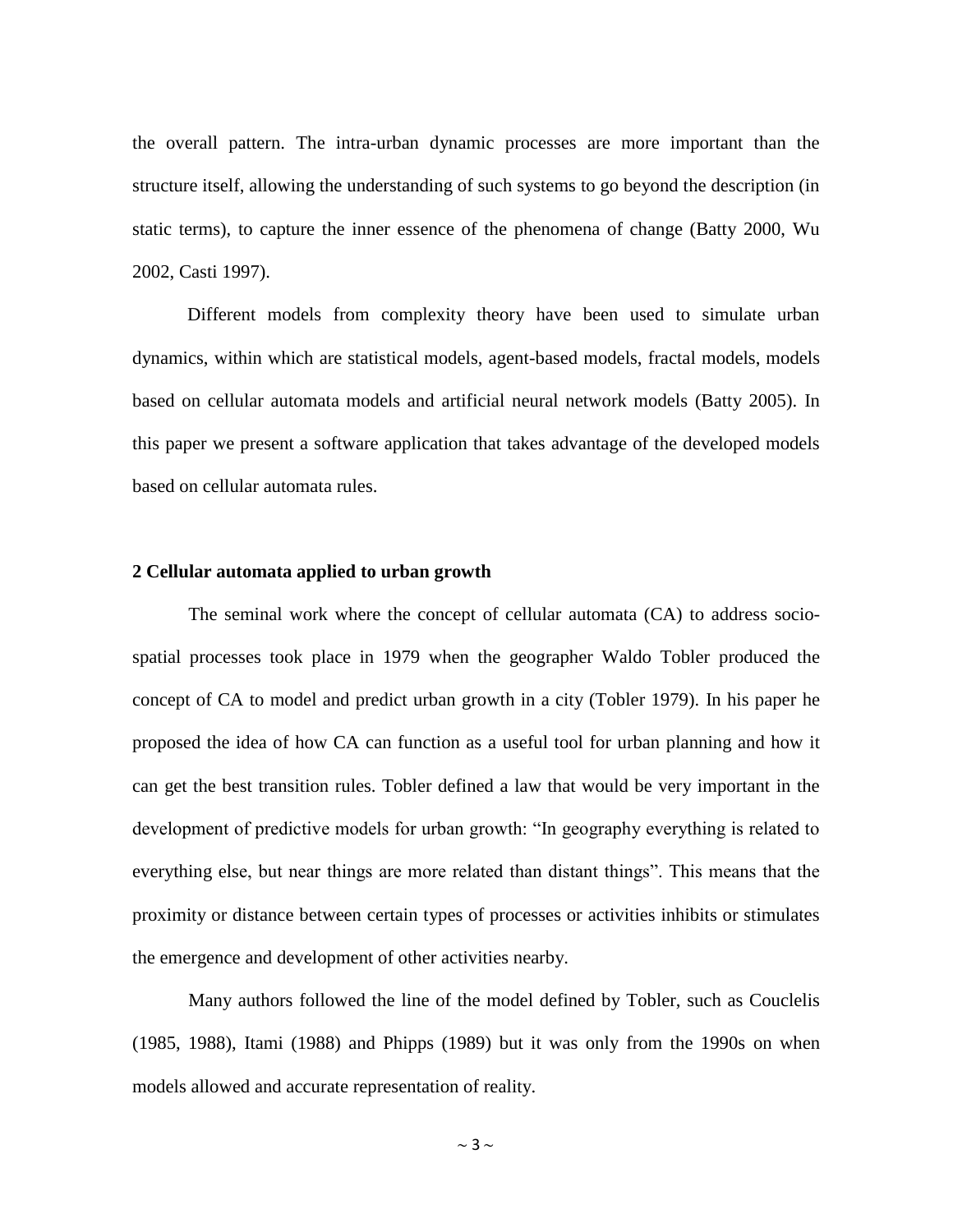the overall pattern. The intra-urban dynamic processes are more important than the structure itself, allowing the understanding of such systems to go beyond the description (in static terms), to capture the inner essence of the phenomena of change (Batty 2000, Wu 2002, Casti 1997).

Different models from complexity theory have been used to simulate urban dynamics, within which are statistical models, agent-based models, fractal models, models based on cellular automata models and artificial neural network models (Batty 2005). In this paper we present a software application that takes advantage of the developed models based on cellular automata rules.

## 2 Cellular automata applied to urban growth

The seminal work where the concept of cellular automata (CA) to address socio-spatial processes took place in 1979 when the geographer Waldo Tobler produced the concept of CA to model and predict urban growth in a city (Tobler 1979). In his paper he proposed the idea of how CA can function as a useful tool for urban planning and how it can get the best transition rules. Tobler defined a law that would be very important in the development of predictive models for urban growth: "In geography everything is related to everything else, but near things are more related than distant things". This means that the proximity or distance between certain types of processes or activities inhibits or stimulates the emergence and development of other activities nearby.

Many authors followed the line of the model defined by Tobler, such as Couclelis (1985, 1988), Itami (1988) and Phipps (1989) but it was only from the 1990s on when models allowed and accurate representation of reality.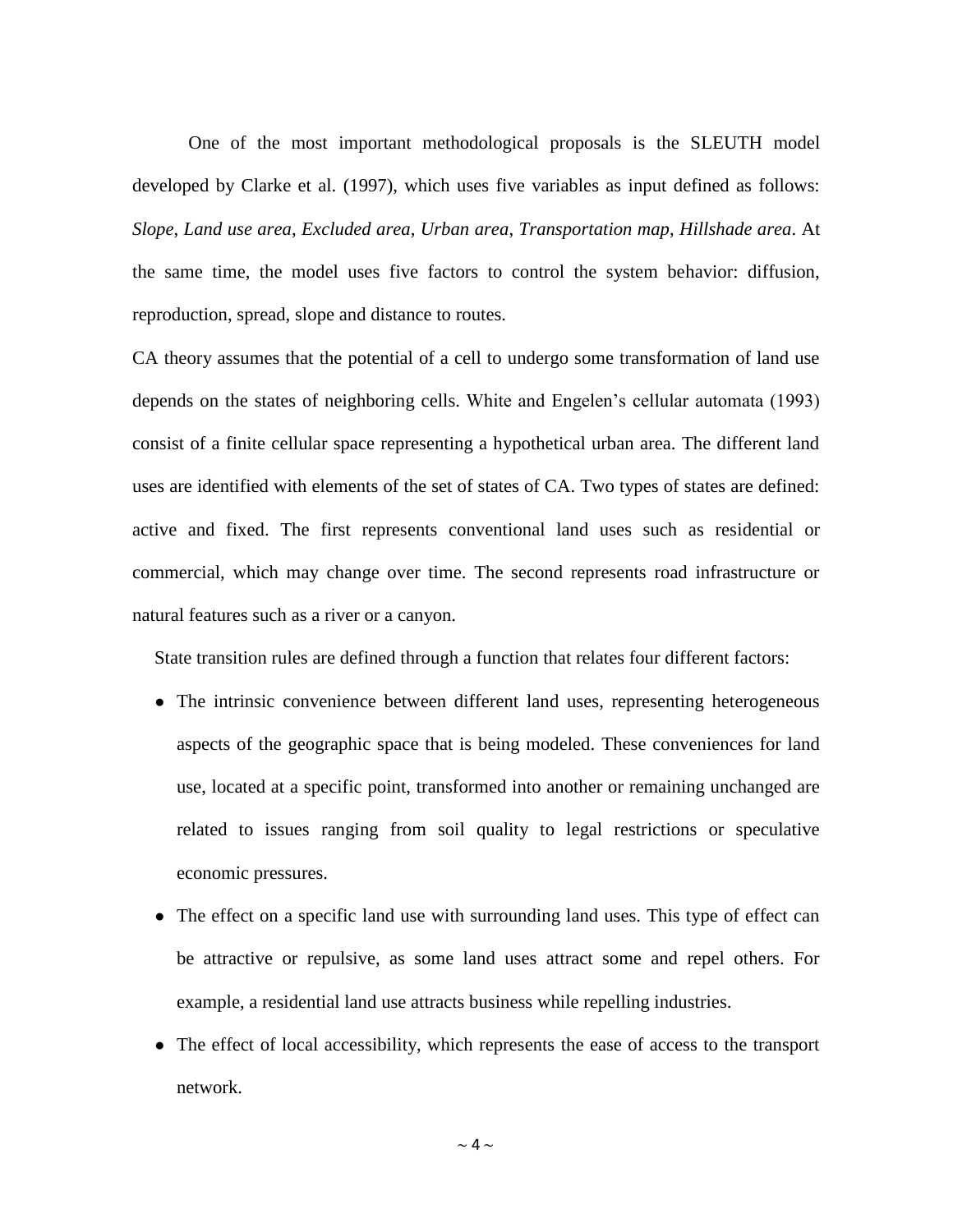One of the most important methodological proposals is the SLEUTH model developed by Clarke et al. (1997), which uses five variables as input defined as follows: *Slope*, *Land use area*, *Excluded area*, *Urban area*, *Transportation map*, *Hillshade area*. At the same time, the model uses five factors to control the system behavior: diffusion, reproduction, spread, slope and distance to routes.

CA theory assumes that the potential of a cell to undergo some transformation of land use depends on the states of neighboring cells. White and Engelen's cellular automata (1993) consist of a finite cellular space representing a hypothetical urban area. The different land uses are identified with elements of the set of states of CA. Two types of states are defined: active and fixed. The first represents conventional land uses such as residential or commercial, which may change over time. The second represents road infrastructure or natural features such as a river or a canyon.

State transition rules are defined through a function that relates four different factors:

- The intrinsic convenience between different land uses, representing heterogeneous aspects of the geographic space that is being modeled. These conveniences for land use, located at a specific point, transformed into another or remaining unchanged are related to issues ranging from soil quality to legal restrictions or speculative economic pressures.
- The effect on a specific land use with surrounding land uses. This type of effect can be attractive or repulsive, as some land uses attract some and repel others. For example, a residential land use attracts business while repelling industries.
- The effect of local accessibility, which represents the ease of access to the transport network.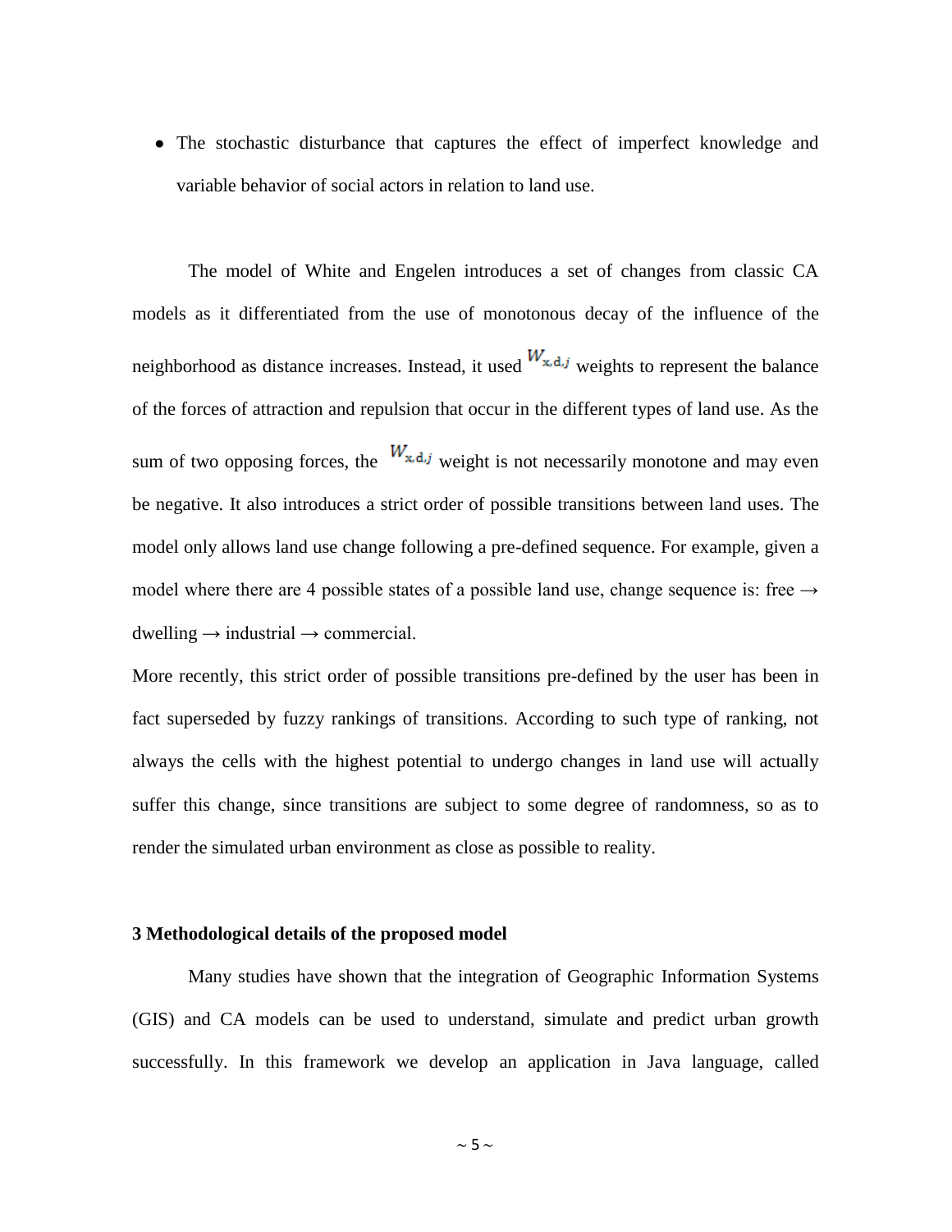- The stochastic disturbance that captures the effect of imperfect knowledge and variable behavior of social actors in relation to land use.

The model of White and Engelen introduces a set of changes from classic CA models as it differentiated from the use of monotonous decay of the influence of the neighborhood as distance increases. Instead, it used $W_{x,d,j}$ weights to represent the balance of the forces of attraction and repulsion that occur in the different types of land use. As the sum of two opposing forces, the $W_{x,d,j}$ weight is not necessarily monotone and may even be negative. It also introduces a strict order of possible transitions between land uses. The model only allows land use change following a pre-defined sequence. For example, given a model where there are 4 possible states of a possible land use, change sequence is: free → dwelling → industrial → commercial.

More recently, this strict order of possible transitions pre-defined by the user has been in fact superseded by fuzzy rankings of transitions. According to such type of ranking, not always the cells with the highest potential to undergo changes in land use will actually suffer this change, since transitions are subject to some degree of randomness, so as to render the simulated urban environment as close as possible to reality.

### 3 Methodological details of the proposed model

Many studies have shown that the integration of Geographic Information Systems (GIS) and CA models can be used to understand, simulate and predict urban growth successfully. In this framework we develop an application in Java language, called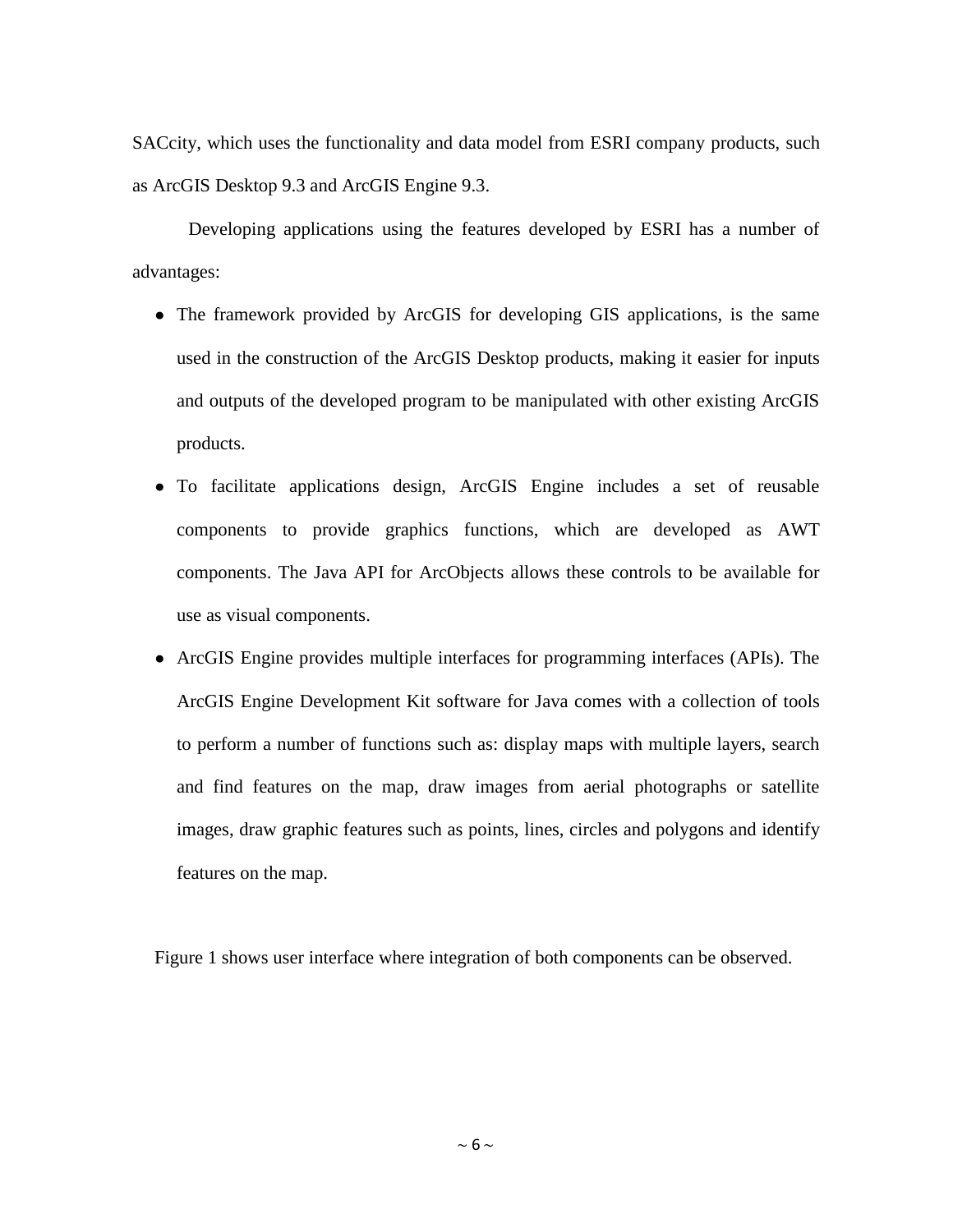SACcity, which uses the functionality and data model from ESRI company products, such as ArcGIS Desktop 9.3 and ArcGIS Engine 9.3.

Developing applications using the features developed by ESRI has a number of advantages:

- The framework provided by ArcGIS for developing GIS applications, is the same used in the construction of the ArcGIS Desktop products, making it easier for inputs and outputs of the developed program to be manipulated with other existing ArcGIS products.
- To facilitate applications design, ArcGIS Engine includes a set of reusable components to provide graphics functions, which are developed as AWT components. The Java API for ArcObjects allows these controls to be available for use as visual components.
- ArcGIS Engine provides multiple interfaces for programming interfaces (APIs). The ArcGIS Engine Development Kit software for Java comes with a collection of tools to perform a number of functions such as: display maps with multiple layers, search and find features on the map, draw images from aerial photographs or satellite images, draw graphic features such as points, lines, circles and polygons and identify features on the map.

Figure 1 shows user interface where integration of both components can be observed.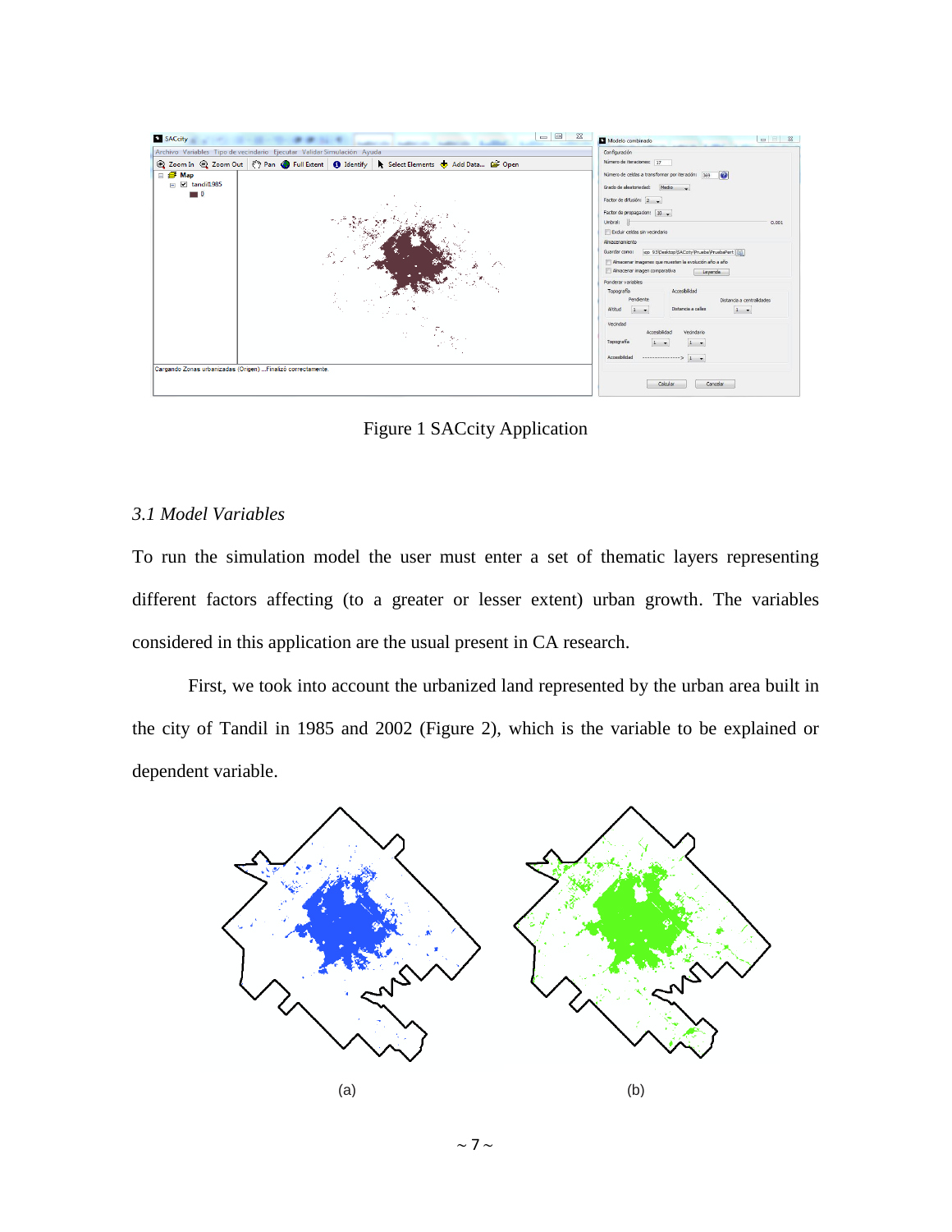Figure 1 SACcity Application

### *3.1 Model Variables*

To run the simulation model the user must enter a set of thematic layers representing different factors affecting (to a greater or lesser extent) urban growth. The variables considered in this application are the usual present in CA research.

First, we took into account the urbanized land represented by the urban area built in the city of Tandil in 1985 and 2002 (Figure 2), which is the variable to be explained or dependent variable.

(a) (b)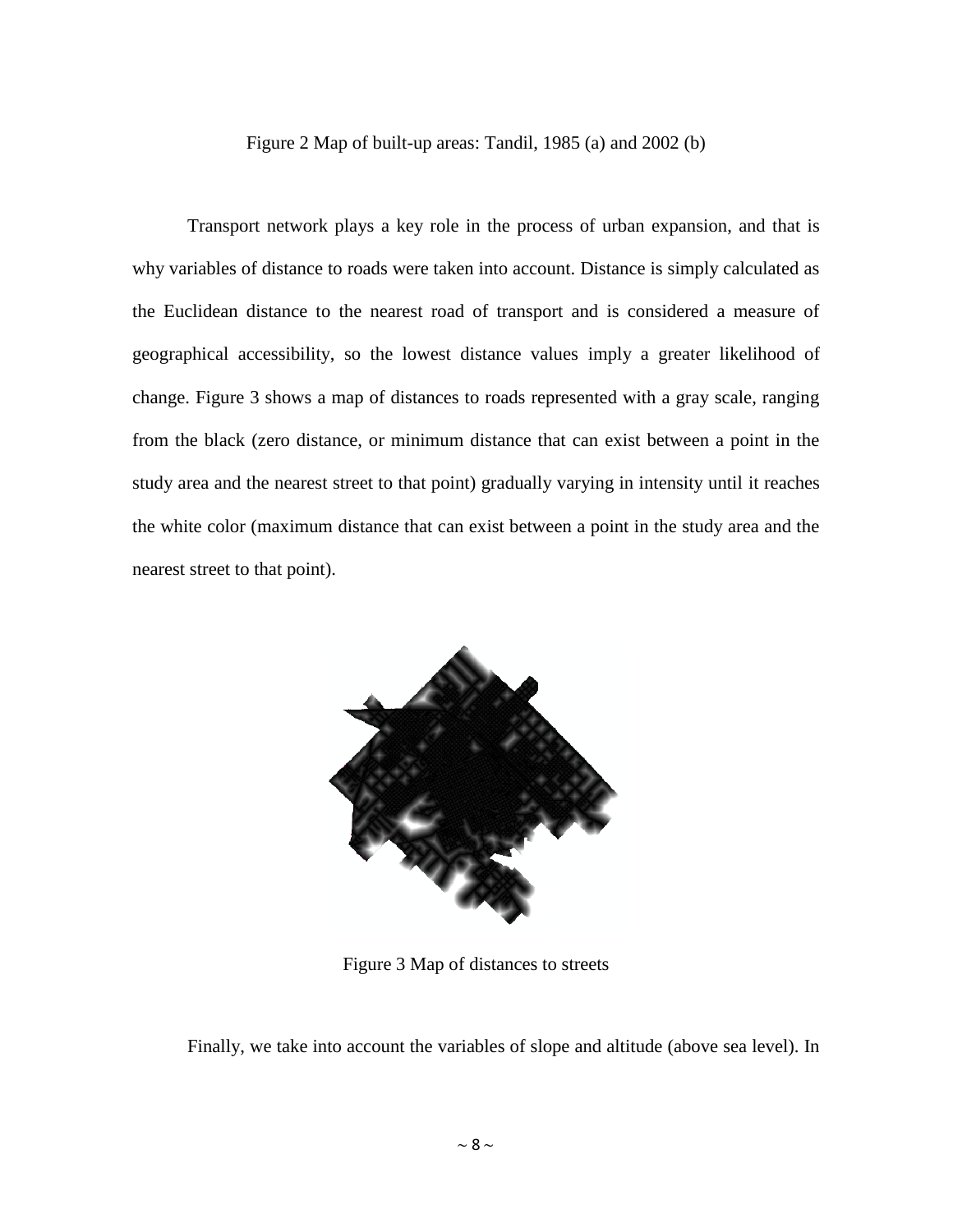Figure 2 Map of built-up areas: Tandil, 1985 (a) and 2002 (b)

Transport network plays a key role in the process of urban expansion, and that is why variables of distance to roads were taken into account. Distance is simply calculated as the Euclidean distance to the nearest road of transport and is considered a measure of geographical accessibility, so the lowest distance values imply a greater likelihood of change. Figure 3 shows a map of distances to roads represented with a gray scale, ranging from the black (zero distance, or minimum distance that can exist between a point in the study area and the nearest street to that point) gradually varying in intensity until it reaches the white color (maximum distance that can exist between a point in the study area and the nearest street to that point).

Figure 3 Map of distances to streets

Finally, we take into account the variables of slope and altitude (above sea level). In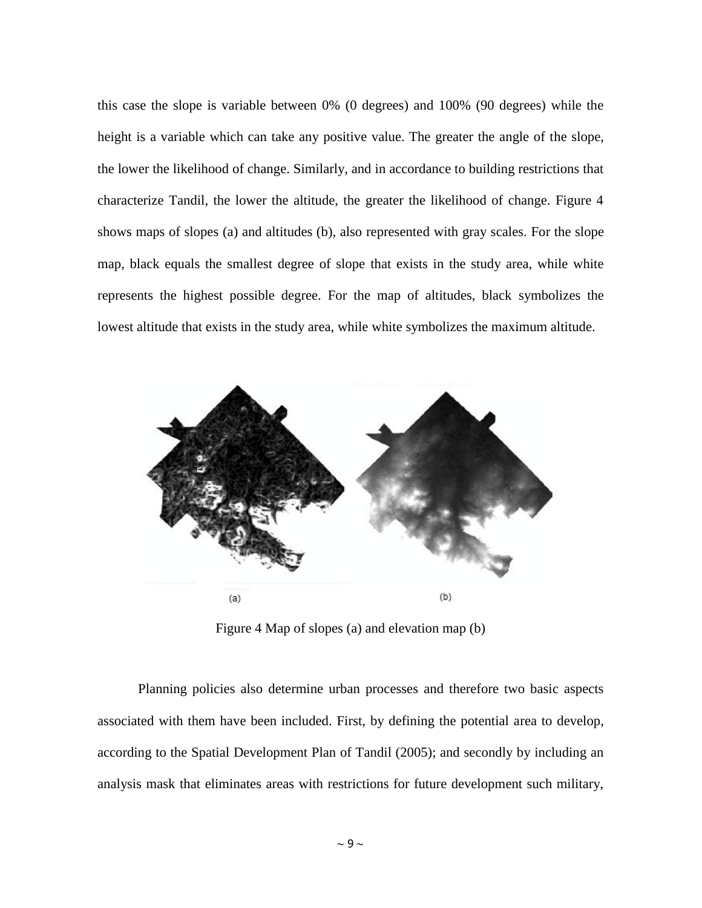this case the slope is variable between 0% (0 degrees) and 100% (90 degrees) while the height is a variable which can take any positive value. The greater the angle of the slope, the lower the likelihood of change. Similarly, and in accordance to building restrictions that characterize Tandil, the lower the altitude, the greater the likelihood of change. Figure 4 shows maps of slopes (a) and altitudes (b), also represented with gray scales. For the slope map, black equals the smallest degree of slope that exists in the study area, while white represents the highest possible degree. For the map of altitudes, black symbolizes the lowest altitude that exists in the study area, while white symbolizes the maximum altitude.

(a) (b)

Figure 4 Map of slopes (a) and elevation map (b)

Planning policies also determine urban processes and therefore two basic aspects associated with them have been included. First, by defining the potential area to develop, according to the Spatial Development Plan of Tandil (2005); and secondly by including an analysis mask that eliminates areas with restrictions for future development such military,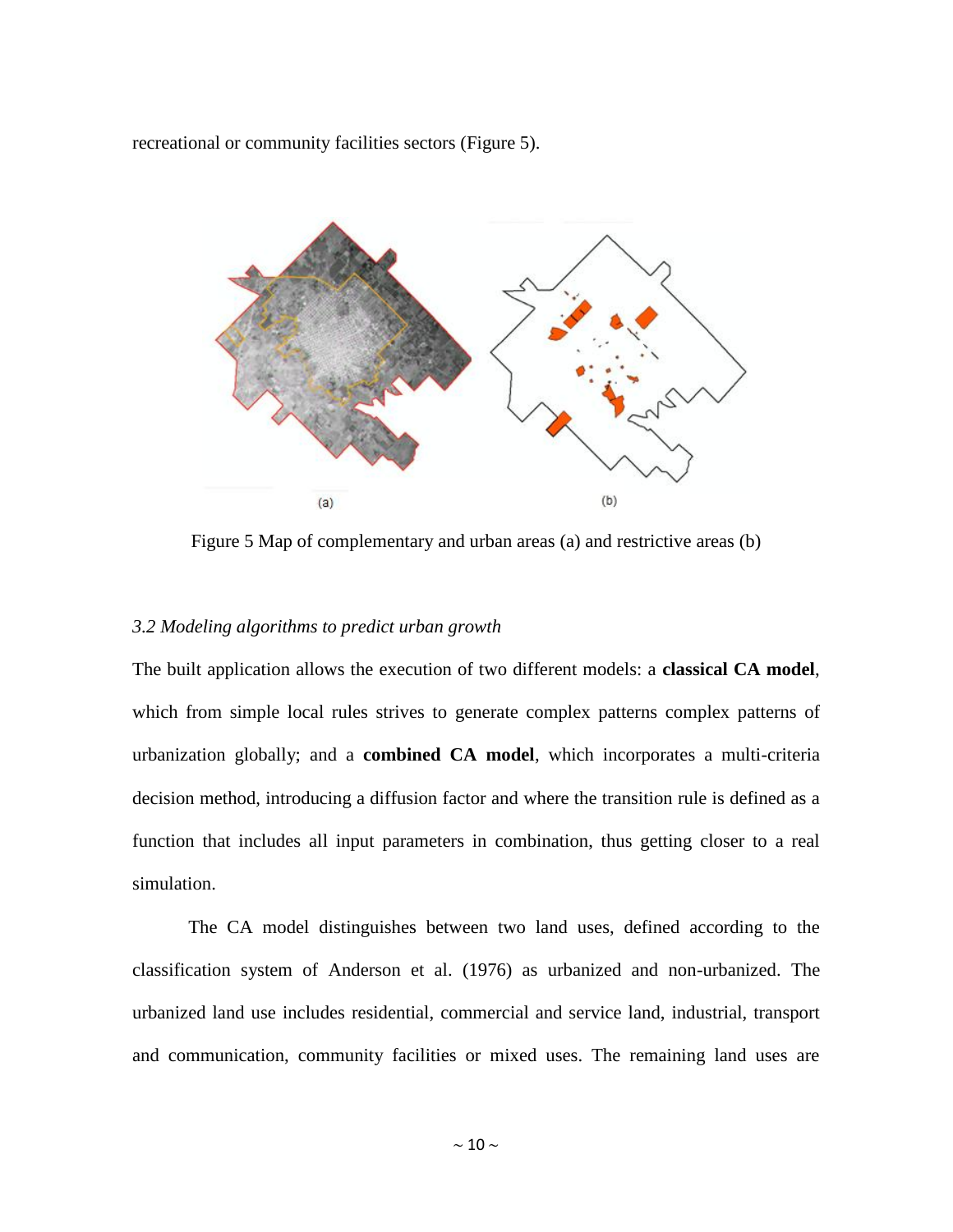recreational or community facilities sectors (Figure 5).

Figure 5 Map of complementary and urban areas (a) and restrictive areas (b)

### *3.2 Modeling algorithms to predict urban growth*

The built application allows the execution of two different models: a **classical CA model**, which from simple local rules strives to generate complex patterns complex patterns of urbanization globally; and a **combined CA model**, which incorporates a multi-criteria decision method, introducing a diffusion factor and where the transition rule is defined as a function that includes all input parameters in combination, thus getting closer to a real simulation.

The CA model distinguishes between two land uses, defined according to the classification system of Anderson et al. (1976) as urbanized and non-urbanized. The urbanized land use includes residential, commercial and service land, industrial, transport and communication, community facilities or mixed uses. The remaining land uses are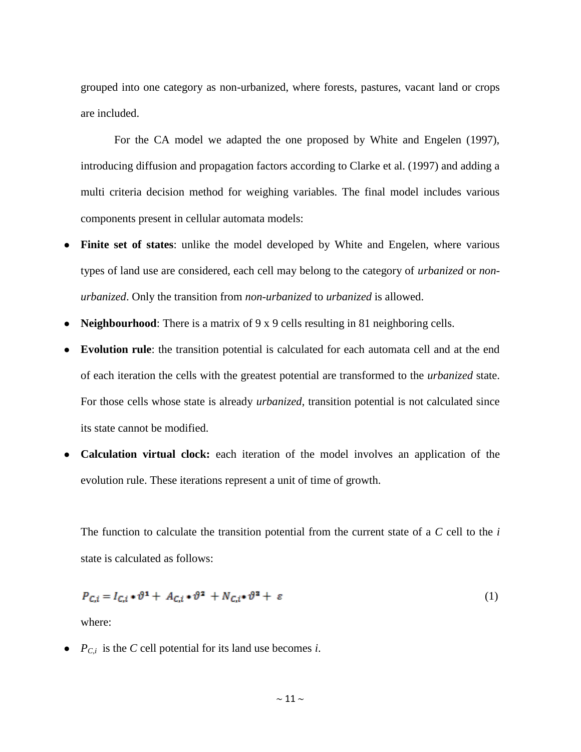grouped into one category as non-urbanized, where forests, pastures, vacant land or crops are included.

For the CA model we adapted the one proposed by White and Engelen (1997), introducing diffusion and propagation factors according to Clarke et al. (1997) and adding a multi criteria decision method for weighing variables. The final model includes various components present in cellular automata models:

- **Finite set of states**: unlike the model developed by White and Engelen, where various types of land use are considered, each cell may belong to the category of *urbanized* or *non-urbanized*. Only the transition from *non-urbanized* to *urbanized* is allowed.
- **Neighbourhood**: There is a matrix of 9 x 9 cells resulting in 81 neighboring cells.
- **Evolution rule**: the transition potential is calculated for each automata cell and at the end of each iteration the cells with the greatest potential are transformed to the *urbanized* state. For those cells whose state is already *urbanized*, transition potential is not calculated since its state cannot be modified.
- **Calculation virtual clock:** each iteration of the model involves an application of the evolution rule. These iterations represent a unit of time of growth.

The function to calculate the transition potential from the current state of a *C* cell to the *i* state is calculated as follows:

$$P_{C,i} = I_{C,i} * \vartheta^1 + A_{C,i} * \vartheta^2 + N_{C,i} * \vartheta^3 + \varepsilon \tag{1}$$

where:

- $P_{C,i}$ is the *C* cell potential for its land use becomes *i*.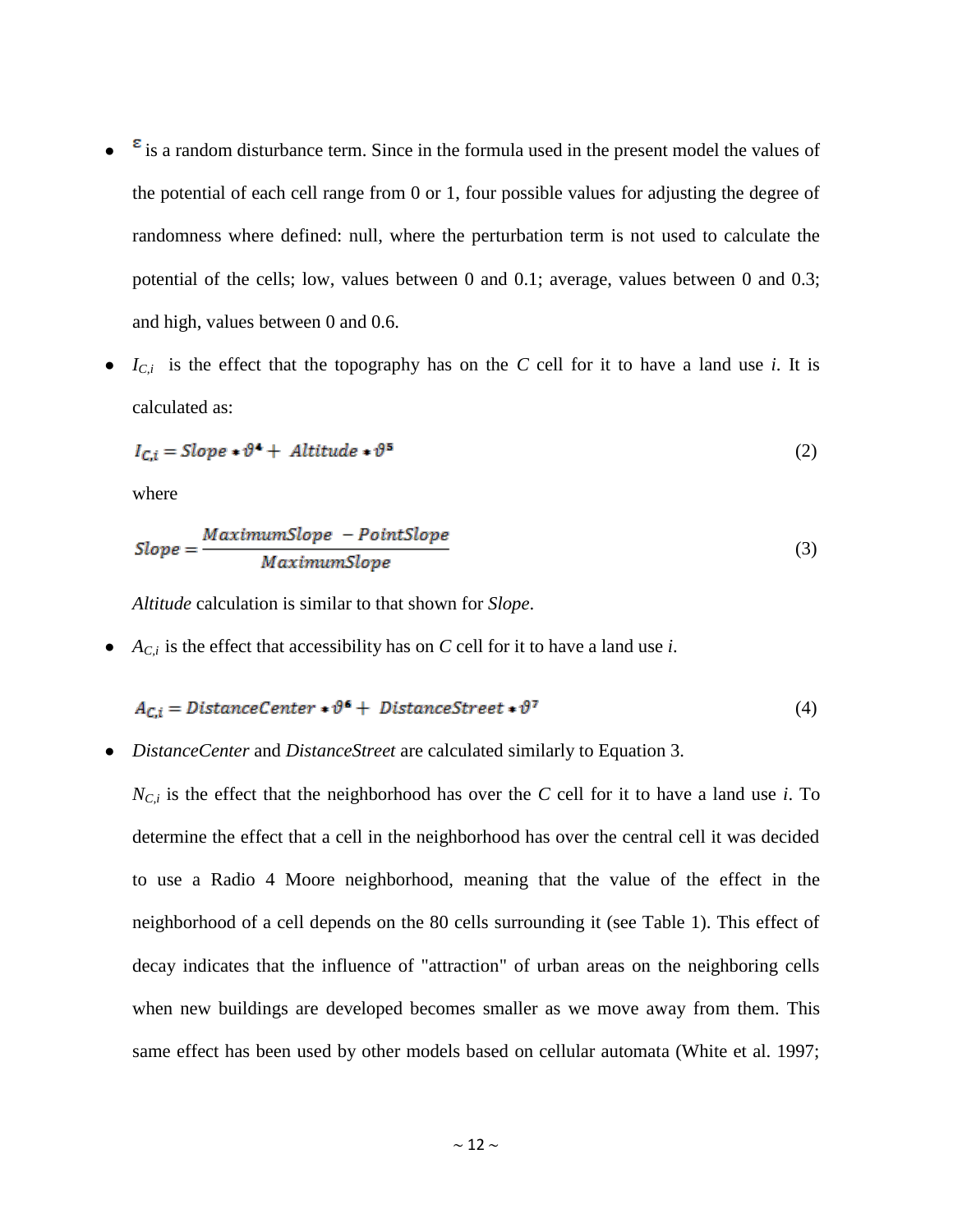- $\varepsilon$ is a random disturbance term. Since in the formula used in the present model the values of the potential of each cell range from 0 or 1, four possible values for adjusting the degree of randomness where defined: null, where the perturbation term is not used to calculate the potential of the cells; low, values between 0 and 0.1; average, values between 0 and 0.3; and high, values between 0 and 0.6.

- $I_{C,i}$ is the effect that the topography has on the *C* cell for it to have a land use *i*. It is calculated as:

$$I_{C,i} = Slope * \vartheta^4 + Altitude * \vartheta^5 \tag{2}$$

where

$$Slope = \frac{MaximumSlope - PointSlope}{MaximumSlope} \tag{3}$$

*Altitude* calculation is similar to that shown for *Slope*.

- $A_{C,i}$ is the effect that accessibility has on *C* cell for it to have a land use *i*.

$$A_{C,i} = DistanceCenter * \vartheta^6 + DistanceStreet * \vartheta^7 \tag{4}$$

- *DistanceCenter* and *DistanceStreet* are calculated similarly to Equation 3.

$N_{C,i}$ is the effect that the neighborhood has over the *C* cell for it to have a land use *i*. To determine the effect that a cell in the neighborhood has over the central cell it was decided to use a Radio 4 Moore neighborhood, meaning that the value of the effect in the neighborhood of a cell depends on the 80 cells surrounding it (see Table 1). This effect of decay indicates that the influence of "attraction" of urban areas on the neighboring cells when new buildings are developed becomes smaller as we move away from them. This same effect has been used by other models based on cellular automata (White et al. 1997;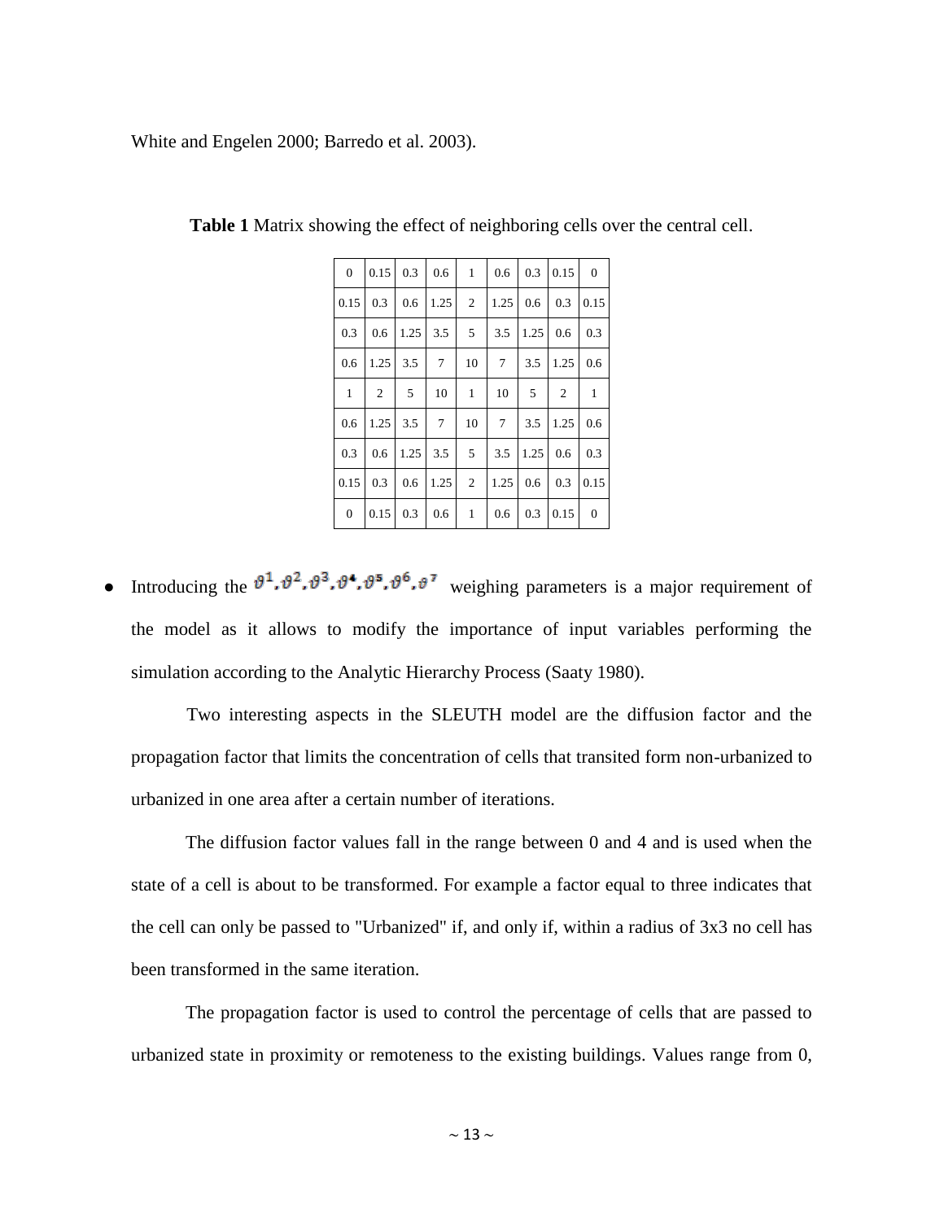White and Engelen 2000; Barredo et al. 2003).

**Table 1** Matrix showing the effect of neighboring cells over the central cell.

| | | | | | | | | |
|---|---|---|---|---|---|---|---|---|
| 0 | 0.15 | 0.3 | 0.6 | 1 | 0.6 | 0.3 | 0.15 | 0 |
| 0.15 | 0.3 | 0.6 | 1.25 | 2 | 1.25 | 0.6 | 0.3 | 0.15 |
| 0.3 | 0.6 | 1.25 | 3.5 | 5 | 3.5 | 1.25 | 0.6 | 0.3 |
| 0.6 | 1.25 | 3.5 | 7 | 10 | 7 | 3.5 | 1.25 | 0.6 |
| 1 | 2 | 5 | 10 | 1 | 10 | 5 | 2 | 1 |
| 0.6 | 1.25 | 3.5 | 7 | 10 | 7 | 3.5 | 1.25 | 0.6 |
| 0.3 | 0.6 | 1.25 | 3.5 | 5 | 3.5 | 1.25 | 0.6 | 0.3 |
| 0.15 | 0.3 | 0.6 | 1.25 | 2 | 1.25 | 0.6 | 0.3 | 0.15 |
| 0 | 0.15 | 0.3 | 0.6 | 1 | 0.6 | 0.3 | 0.15 | 0 |

- Introducing the $\vartheta^1, \vartheta^2, \vartheta^3, \vartheta^4, \vartheta^5, \vartheta^6, \vartheta^7$ weighing parameters is a major requirement of the model as it allows to modify the importance of input variables performing the simulation according to the Analytic Hierarchy Process (Saaty 1980).

Two interesting aspects in the SLEUTH model are the diffusion factor and the propagation factor that limits the concentration of cells that transited form non-urbanized to urbanized in one area after a certain number of iterations.

The diffusion factor values fall in the range between 0 and 4 and is used when the state of a cell is about to be transformed. For example a factor equal to three indicates that the cell can only be passed to "Urbanized" if, and only if, within a radius of 3x3 no cell has been transformed in the same iteration.

The propagation factor is used to control the percentage of cells that are passed to urbanized state in proximity or remoteness to the existing buildings. Values range from 0,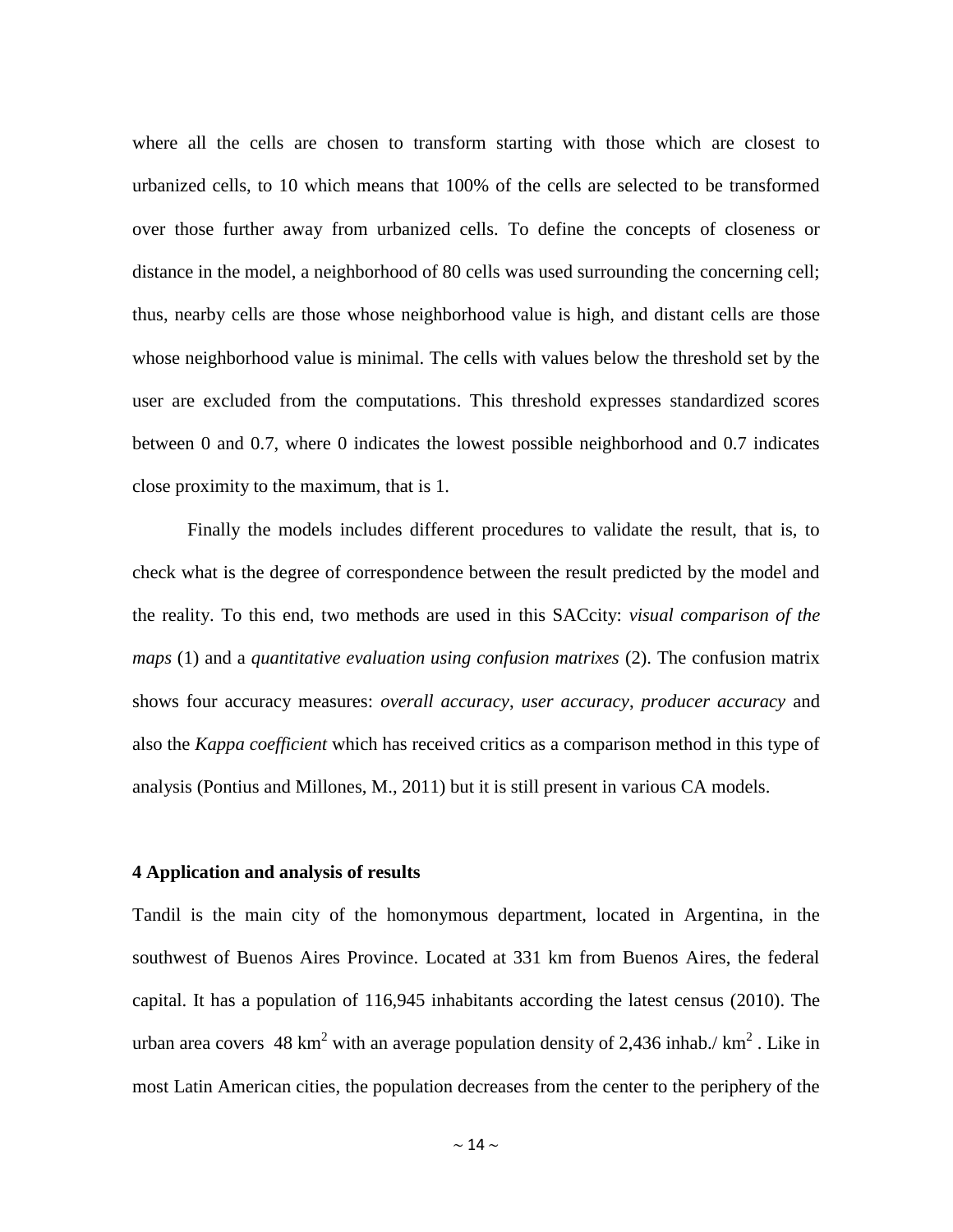where all the cells are chosen to transform starting with those which are closest to urbanized cells, to 10 which means that 100% of the cells are selected to be transformed over those further away from urbanized cells. To define the concepts of closeness or distance in the model, a neighborhood of 80 cells was used surrounding the concerning cell; thus, nearby cells are those whose neighborhood value is high, and distant cells are those whose neighborhood value is minimal. The cells with values below the threshold set by the user are excluded from the computations. This threshold expresses standardized scores between 0 and 0.7, where 0 indicates the lowest possible neighborhood and 0.7 indicates close proximity to the maximum, that is 1.

Finally the models includes different procedures to validate the result, that is, to check what is the degree of correspondence between the result predicted by the model and the reality. To this end, two methods are used in this SACcity: *visual comparison of the maps* (1) and a *quantitative evaluation using confusion matrixes* (2). The confusion matrix shows four accuracy measures: *overall accuracy*, *user accuracy*, *producer accuracy* and also the *Kappa coefficient* which has received critics as a comparison method in this type of analysis (Pontius and Millones, M., 2011) but it is still present in various CA models.

## 4 Application and analysis of results

Tandil is the main city of the homonymous department, located in Argentina, in the southwest of Buenos Aires Province. Located at 331 km from Buenos Aires, the federal capital. It has a population of 116,945 inhabitants according the latest census (2010). The urban area covers 48 $km^2$ with an average population density of 2,436 inhab./ $km^2$ . Like in most Latin American cities, the population decreases from the center to the periphery of the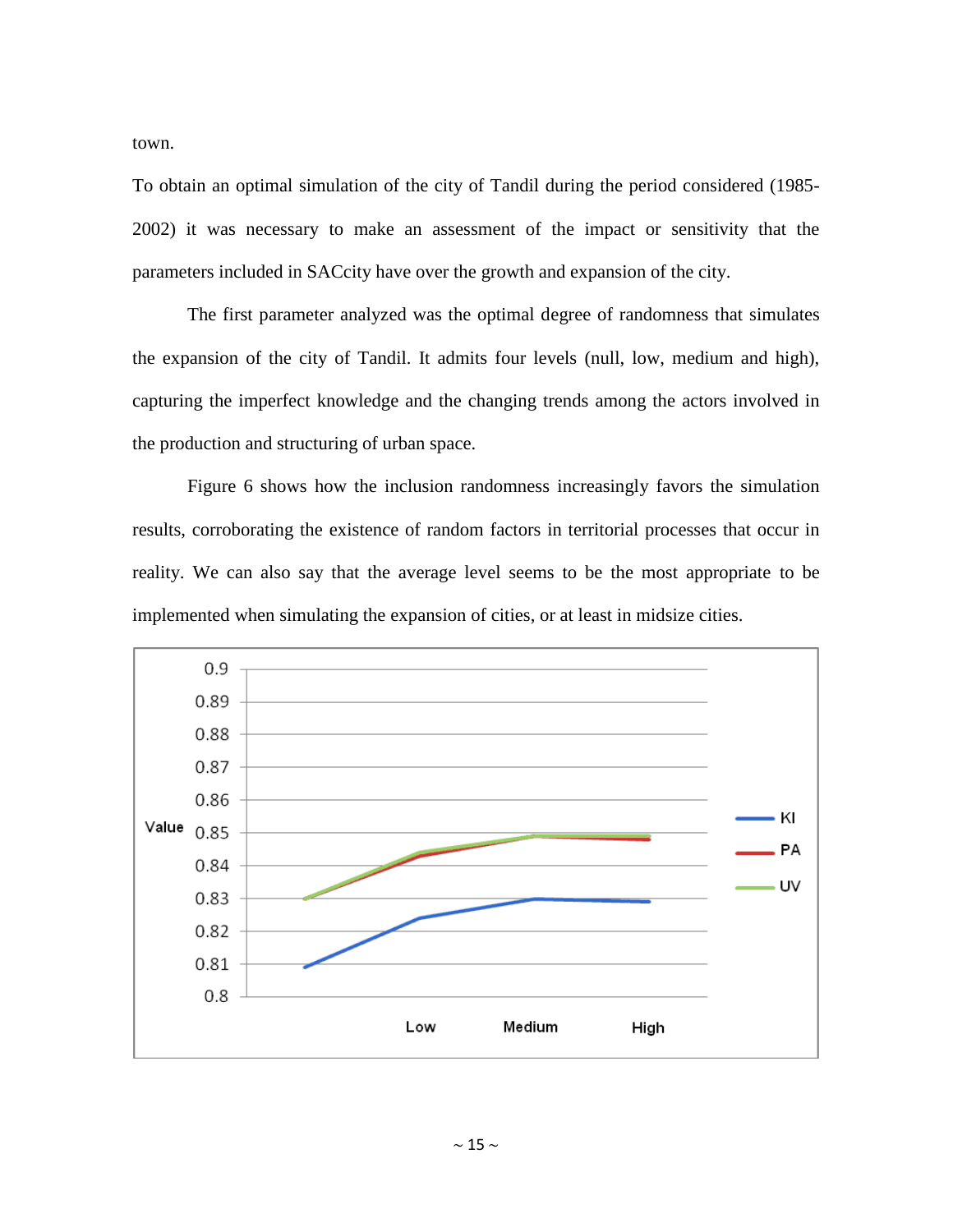town.

To obtain an optimal simulation of the city of Tandil during the period considered (1985-2002) it was necessary to make an assessment of the impact or sensitivity that the parameters included in SACcity have over the growth and expansion of the city.

The first parameter analyzed was the optimal degree of randomness that simulates the expansion of the city of Tandil. It admits four levels (null, low, medium and high), capturing the imperfect knowledge and the changing trends among the actors involved in the production and structuring of urban space.

Figure 6 shows how the inclusion randomness increasingly favors the simulation results, corroborating the existence of random factors in territorial processes that occur in reality. We can also say that the average level seems to be the most appropriate to be implemented when simulating the expansion of cities, or at least in midsize cities.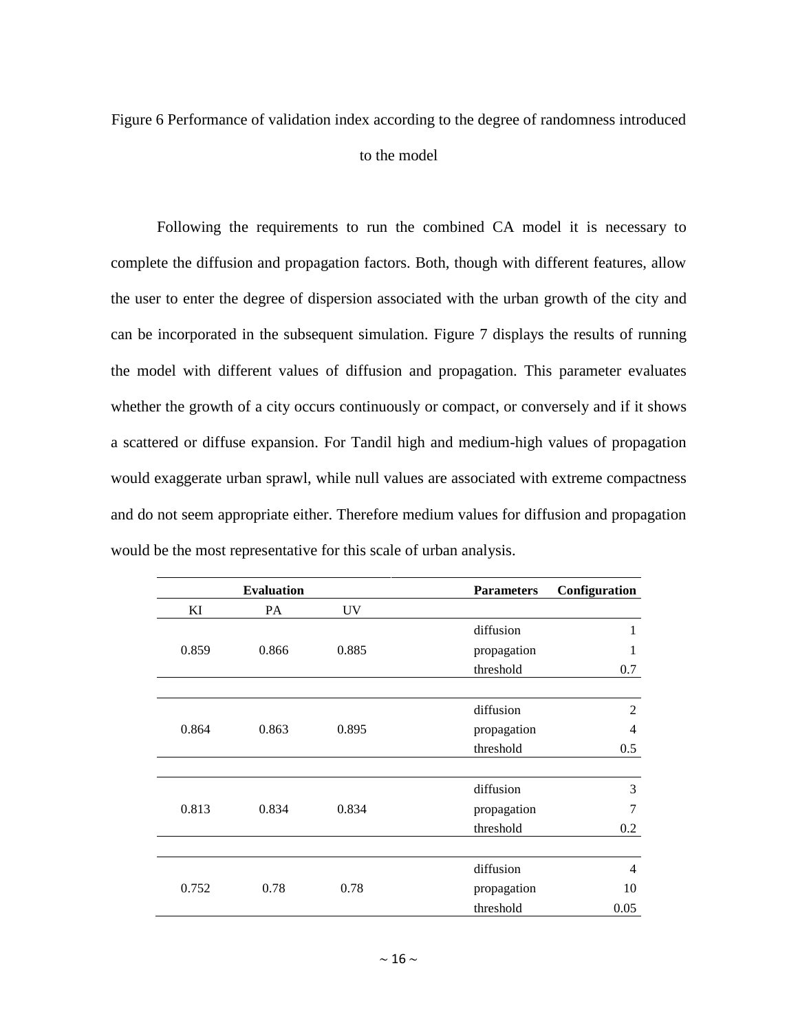Figure 6 Performance of validation index according to the degree of randomness introduced to the model

Following the requirements to run the combined CA model it is necessary to complete the diffusion and propagation factors. Both, though with different features, allow the user to enter the degree of dispersion associated with the urban growth of the city and can be incorporated in the subsequent simulation. Figure 7 displays the results of running the model with different values of diffusion and propagation. This parameter evaluates whether the growth of a city occurs continuously or compact, or conversely and if it shows a scattered or diffuse expansion. For Tandil high and medium-high values of propagation would exaggerate urban sprawl, while null values are associated with extreme compactness and do not seem appropriate either. Therefore medium values for diffusion and propagation would be the most representative for this scale of urban analysis.

| Evaluation | | | Parameters | Configuration |
|---|---|---|---|---|
| KI | PA | UV | | |
| | | | diffusion | 1 |
| 0.859 | 0.866 | 0.885 | propagation | 1 |
| | | | threshold | 0.7 |
| | | | diffusion | 2 |
| 0.864 | 0.863 | 0.895 | propagation | 4 |
| | | | threshold | 0.5 |
| | | | diffusion | 3 |
| 0.813 | 0.834 | 0.834 | propagation | 7 |
| | | | threshold | 0.2 |
| | | | diffusion | 4 |
| 0.752 | 0.78 | 0.78 | propagation | 10 |
| | | | threshold | 0.05 |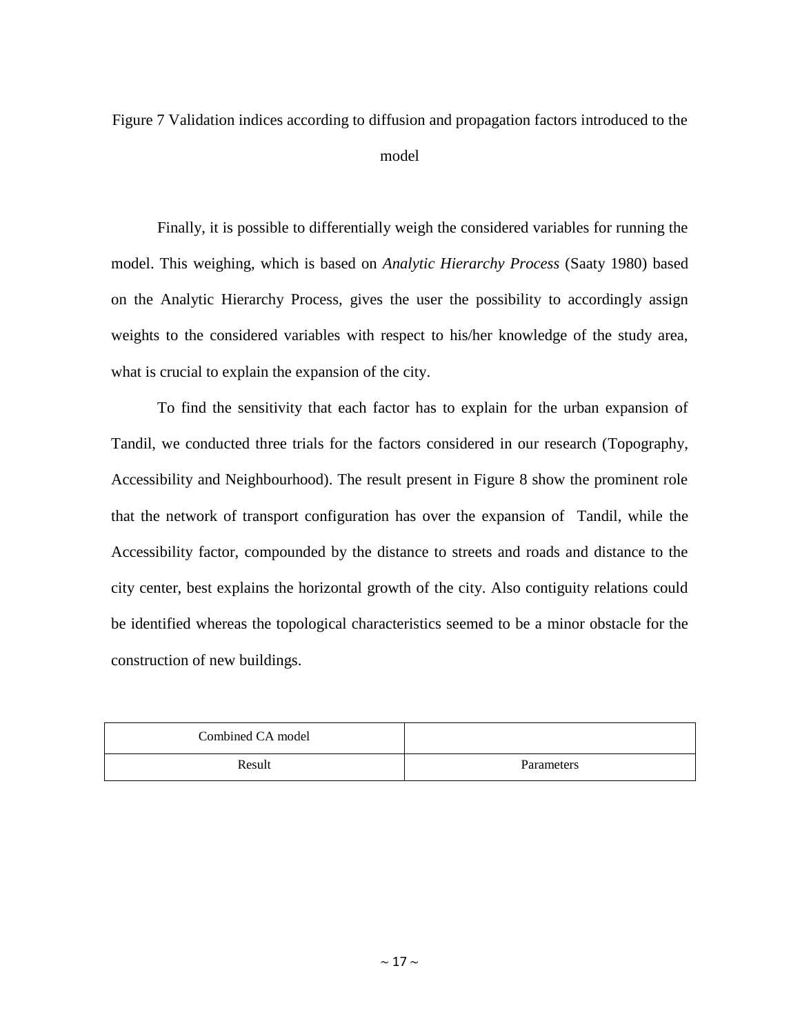Figure 7 Validation indices according to diffusion and propagation factors introduced to the model

Finally, it is possible to differentially weigh the considered variables for running the model. This weighing, which is based on *Analytic Hierarchy Process* (Saaty 1980) based on the Analytic Hierarchy Process, gives the user the possibility to accordingly assign weights to the considered variables with respect to his/her knowledge of the study area, what is crucial to explain the expansion of the city.

To find the sensitivity that each factor has to explain for the urban expansion of Tandil, we conducted three trials for the factors considered in our research (Topography, Accessibility and Neighbourhood). The result present in Figure 8 show the prominent role that the network of transport configuration has over the expansion of Tandil, while the Accessibility factor, compounded by the distance to streets and roads and distance to the city center, best explains the horizontal growth of the city. Also contiguity relations could be identified whereas the topological characteristics seemed to be a minor obstacle for the construction of new buildings.

| Combined CA model | |
|---|---|
| Result | Parameters |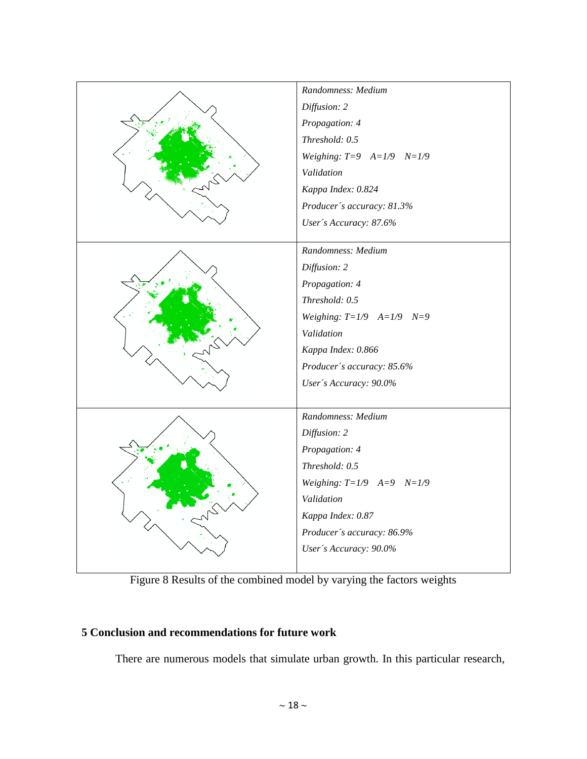| | |
|---|---|
| | *Randomness: Medium*<br>*Diffusion: 2*<br>*Propagation: 4*<br>*Threshold: 0.5*<br>*Weighing: T=9   A=1/9   N=1/9*<br>*Validation*<br>*Kappa Index: 0.824*<br>*Producer´s accuracy: 81.3%*<br>*User´s Accuracy: 87.6%* |
| | *Randomness: Medium*<br>*Diffusion: 2*<br>*Propagation: 4*<br>*Threshold: 0.5*<br>*Weighing: T=1/9   A=1/9   N=9*<br>*Validation*<br>*Kappa Index: 0.866*<br>*Producer´s accuracy: 85.6%*<br>*User´s Accuracy: 90.0%* |
| | *Randomness: Medium*<br>*Diffusion: 2*<br>*Propagation: 4*<br>*Threshold: 0.5*<br>*Weighing: T=1/9   A=9   N=1/9*<br>*Validation*<br>*Kappa Index: 0.87*<br>*Producer´s accuracy: 86.9%*<br>*User´s Accuracy: 90.0%* |

Figure 8 Results of the combined model by varying the factors weights

## 5 Conclusion and recommendations for future work

There are numerous models that simulate urban growth. In this particular research,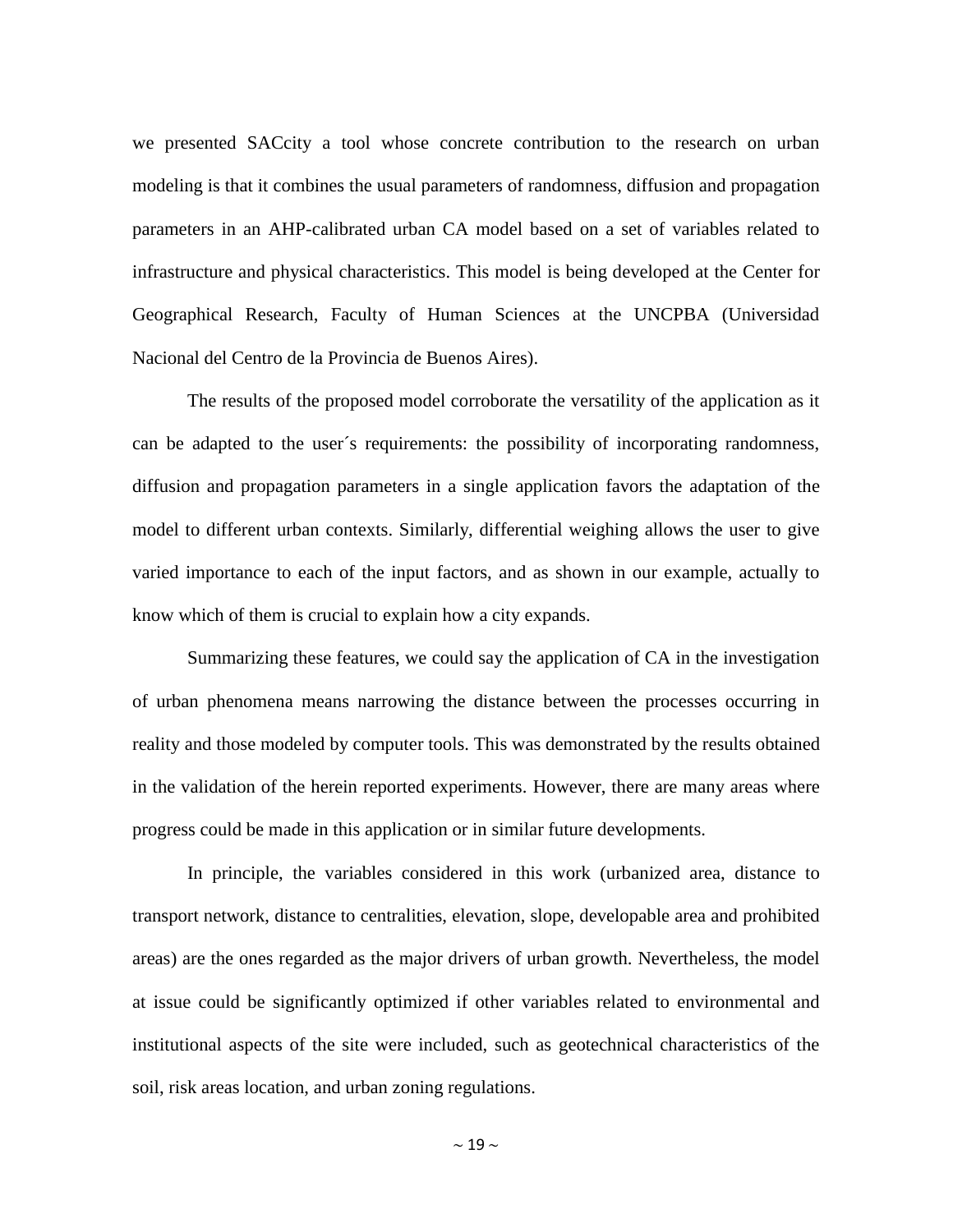we presented SACcity a tool whose concrete contribution to the research on urban modeling is that it combines the usual parameters of randomness, diffusion and propagation parameters in an AHP-calibrated urban CA model based on a set of variables related to infrastructure and physical characteristics. This model is being developed at the Center for Geographical Research, Faculty of Human Sciences at the UNCPBA (Universidad Nacional del Centro de la Provincia de Buenos Aires).

The results of the proposed model corroborate the versatility of the application as it can be adapted to the user´s requirements: the possibility of incorporating randomness, diffusion and propagation parameters in a single application favors the adaptation of the model to different urban contexts. Similarly, differential weighing allows the user to give varied importance to each of the input factors, and as shown in our example, actually to know which of them is crucial to explain how a city expands.

Summarizing these features, we could say the application of CA in the investigation of urban phenomena means narrowing the distance between the processes occurring in reality and those modeled by computer tools. This was demonstrated by the results obtained in the validation of the herein reported experiments. However, there are many areas where progress could be made in this application or in similar future developments.

In principle, the variables considered in this work (urbanized area, distance to transport network, distance to centralities, elevation, slope, developable area and prohibited areas) are the ones regarded as the major drivers of urban growth. Nevertheless, the model at issue could be significantly optimized if other variables related to environmental and institutional aspects of the site were included, such as geotechnical characteristics of the soil, risk areas location, and urban zoning regulations.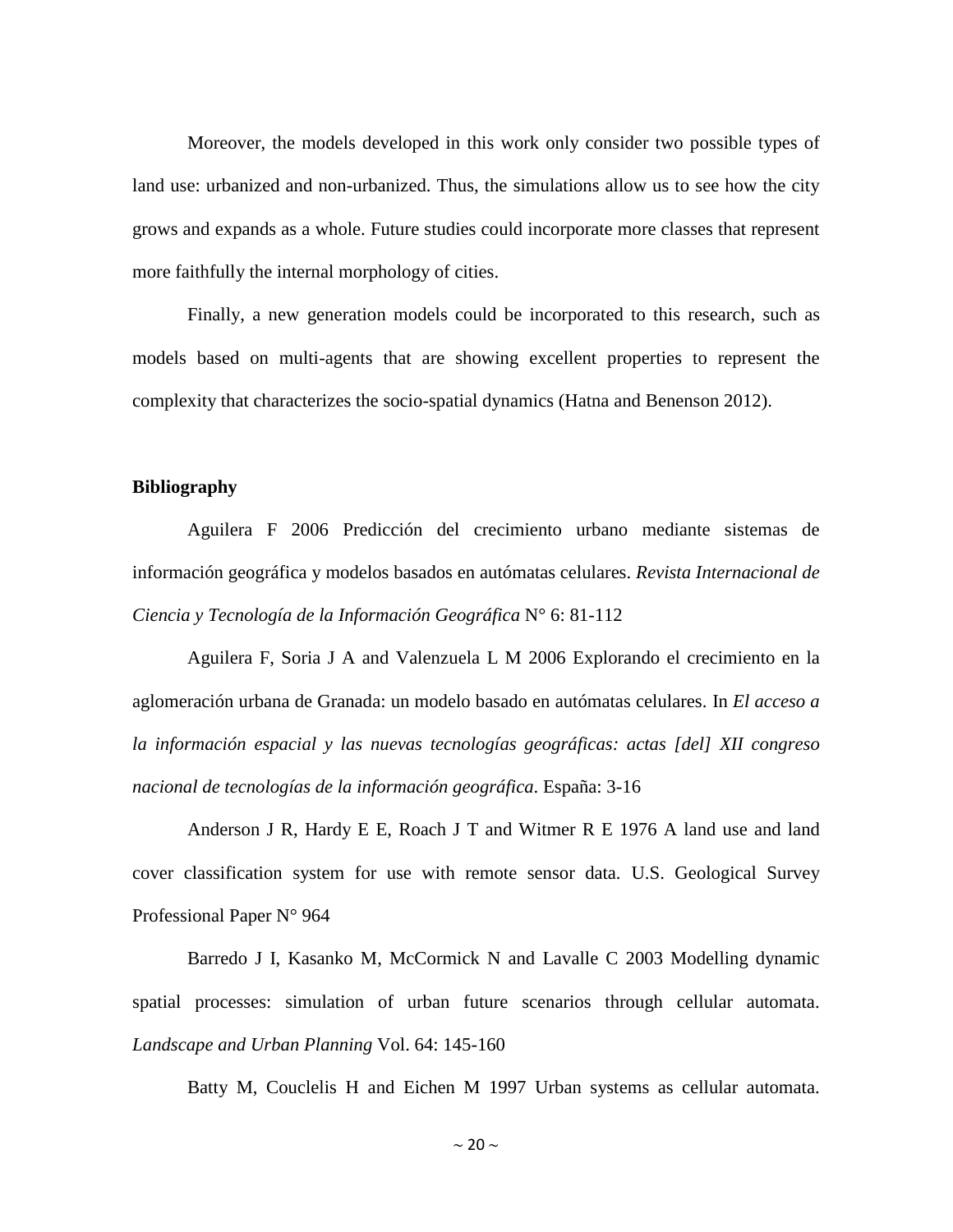Moreover, the models developed in this work only consider two possible types of land use: urbanized and non-urbanized. Thus, the simulations allow us to see how the city grows and expands as a whole. Future studies could incorporate more classes that represent more faithfully the internal morphology of cities.

Finally, a new generation models could be incorporated to this research, such as models based on multi-agents that are showing excellent properties to represent the complexity that characterizes the socio-spatial dynamics (Hatna and Benenson 2012).

**Bibliography**

Aguilera F 2006 Predicción del crecimiento urbano mediante sistemas de información geográfica y modelos basados en autómatas celulares. *Revista Internacional de Ciencia y Tecnología de la Información Geográfica* N° 6: 81-112

Aguilera F, Soria J A and Valenzuela L M 2006 Explorando el crecimiento en la aglomeración urbana de Granada: un modelo basado en autómatas celulares. In *El acceso a la información espacial y las nuevas tecnologías geográficas: actas [del] XII congreso nacional de tecnologías de la información geográfica*. España: 3-16

Anderson J R, Hardy E E, Roach J T and Witmer R E 1976 A land use and land cover classification system for use with remote sensor data. U.S. Geological Survey Professional Paper N° 964

Barredo J I, Kasanko M, McCormick N and Lavalle C 2003 Modelling dynamic spatial processes: simulation of urban future scenarios through cellular automata. *Landscape and Urban Planning* Vol. 64: 145-160

Batty M, Couclelis H and Eichen M 1997 Urban systems as cellular automata.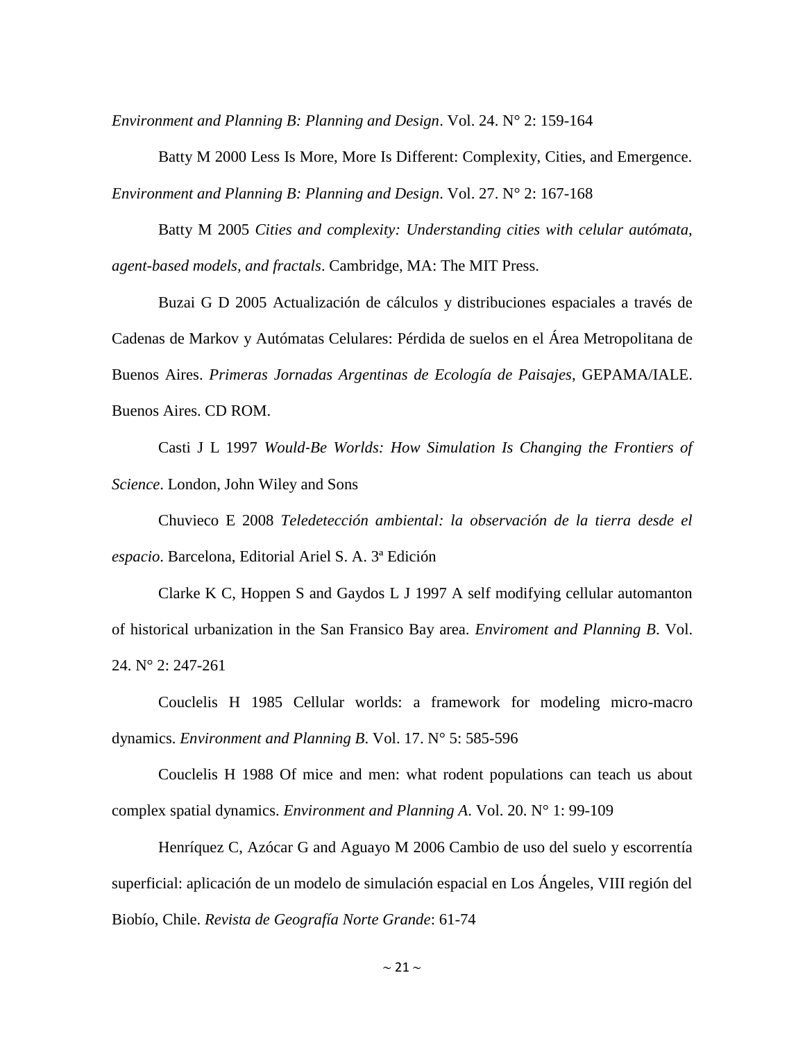*Environment and Planning B: Planning and Design*. Vol. 24. N° 2: 159-164

Batty M 2000 Less Is More, More Is Different: Complexity, Cities, and Emergence. *Environment and Planning B: Planning and Design*. Vol. 27. N° 2: 167-168

Batty M 2005 *Cities and complexity: Understanding cities with celular autómata, agent-based models, and fractals*. Cambridge, MA: The MIT Press.

Buzai G D 2005 Actualización de cálculos y distribuciones espaciales a través de Cadenas de Markov y Autómatas Celulares: Pérdida de suelos en el Área Metropolitana de Buenos Aires. *Primeras Jornadas Argentinas de Ecología de Paisajes*, GEPAMA/IALE. Buenos Aires. CD ROM.

Casti J L 1997 *Would-Be Worlds: How Simulation Is Changing the Frontiers of Science*. London, John Wiley and Sons

Chuvieco E 2008 *Teledetección ambiental: la observación de la tierra desde el espacio*. Barcelona, Editorial Ariel S. A. 3ª Edición

Clarke K C, Hoppen S and Gaydos L J 1997 A self modifying cellular automanton of historical urbanization in the San Fransico Bay area. *Enviroment and Planning B*. Vol. 24. N° 2: 247-261

Couclelis H 1985 Cellular worlds: a framework for modeling micro-macro dynamics. *Environment and Planning B*. Vol. 17. N° 5: 585-596

Couclelis H 1988 Of mice and men: what rodent populations can teach us about complex spatial dynamics. *Environment and Planning A*. Vol. 20. N° 1: 99-109

Henríquez C, Azócar G and Aguayo M 2006 Cambio de uso del suelo y escorrentía superficial: aplicación de un modelo de simulación espacial en Los Ángeles, VIII región del Biobío, Chile. *Revista de Geografía Norte Grande*: 61-74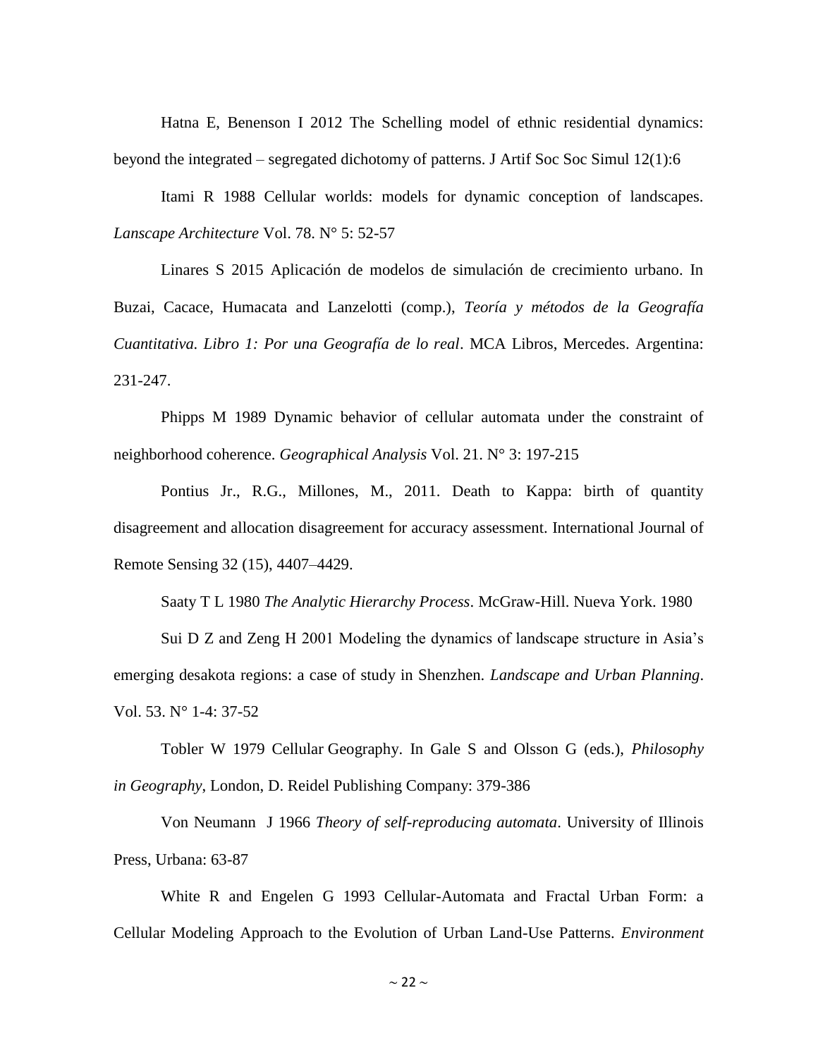Hatna E, Benenson I 2012 The Schelling model of ethnic residential dynamics: beyond the integrated – segregated dichotomy of patterns. J Artif Soc Soc Simul 12(1):6

Itami R 1988 Cellular worlds: models for dynamic conception of landscapes. *Lanscape Architecture* Vol. 78. N° 5: 52-57

Linares S 2015 Aplicación de modelos de simulación de crecimiento urbano. In Buzai, Cacace, Humacata and Lanzelotti (comp.), *Teoría y métodos de la Geografía Cuantitativa. Libro 1: Por una Geografía de lo real*. MCA Libros, Mercedes. Argentina: 231-247.

Phipps M 1989 Dynamic behavior of cellular automata under the constraint of neighborhood coherence. *Geographical Analysis* Vol. 21. N° 3: 197-215

Pontius Jr., R.G., Millones, M., 2011. Death to Kappa: birth of quantity disagreement and allocation disagreement for accuracy assessment. International Journal of Remote Sensing 32 (15), 4407–4429.

Saaty T L 1980 *The Analytic Hierarchy Process*. McGraw-Hill. Nueva York. 1980

Sui D Z and Zeng H 2001 Modeling the dynamics of landscape structure in Asia's emerging desakota regions: a case of study in Shenzhen. *Landscape and Urban Planning*. Vol. 53. N° 1-4: 37-52

Tobler W 1979 Cellular Geography. In Gale S and Olsson G (eds.), *Philosophy in Geography*, London, D. Reidel Publishing Company: 379-386

Von Neumann J 1966 *Theory of self-reproducing automata*. University of Illinois Press, Urbana: 63-87

White R and Engelen G 1993 Cellular-Automata and Fractal Urban Form: a Cellular Modeling Approach to the Evolution of Urban Land-Use Patterns. *Environment*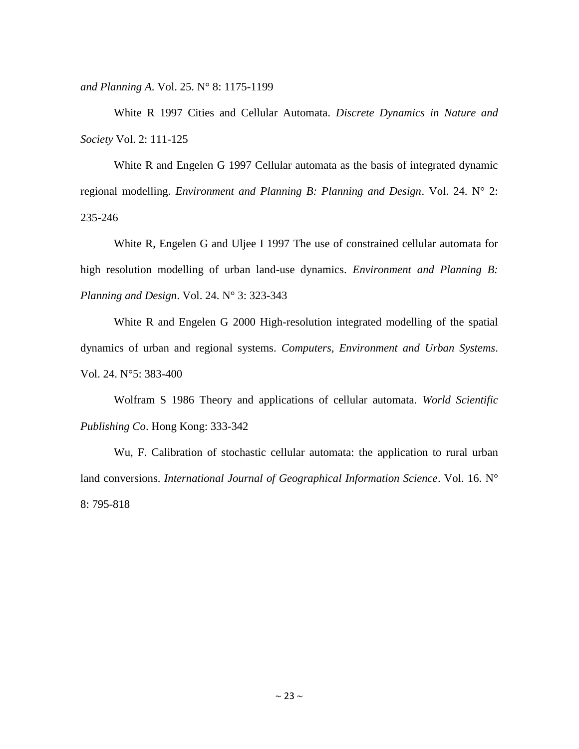*and Planning A*. Vol. 25. N° 8: 1175-1199

White R 1997 Cities and Cellular Automata. *Discrete Dynamics in Nature and Society* Vol. 2: 111-125

White R and Engelen G 1997 Cellular automata as the basis of integrated dynamic regional modelling. *Environment and Planning B: Planning and Design*. Vol. 24. N° 2: 235-246

White R, Engelen G and Uljee I 1997 The use of constrained cellular automata for high resolution modelling of urban land-use dynamics. *Environment and Planning B: Planning and Design*. Vol. 24. N° 3: 323-343

White R and Engelen G 2000 High-resolution integrated modelling of the spatial dynamics of urban and regional systems. *Computers, Environment and Urban Systems*. Vol. 24. N°5: 383-400

Wolfram S 1986 Theory and applications of cellular automata. *World Scientific Publishing Co*. Hong Kong: 333-342

Wu, F. Calibration of stochastic cellular automata: the application to rural urban land conversions. *International Journal of Geographical Information Science*. Vol. 16. N° 8: 795-818